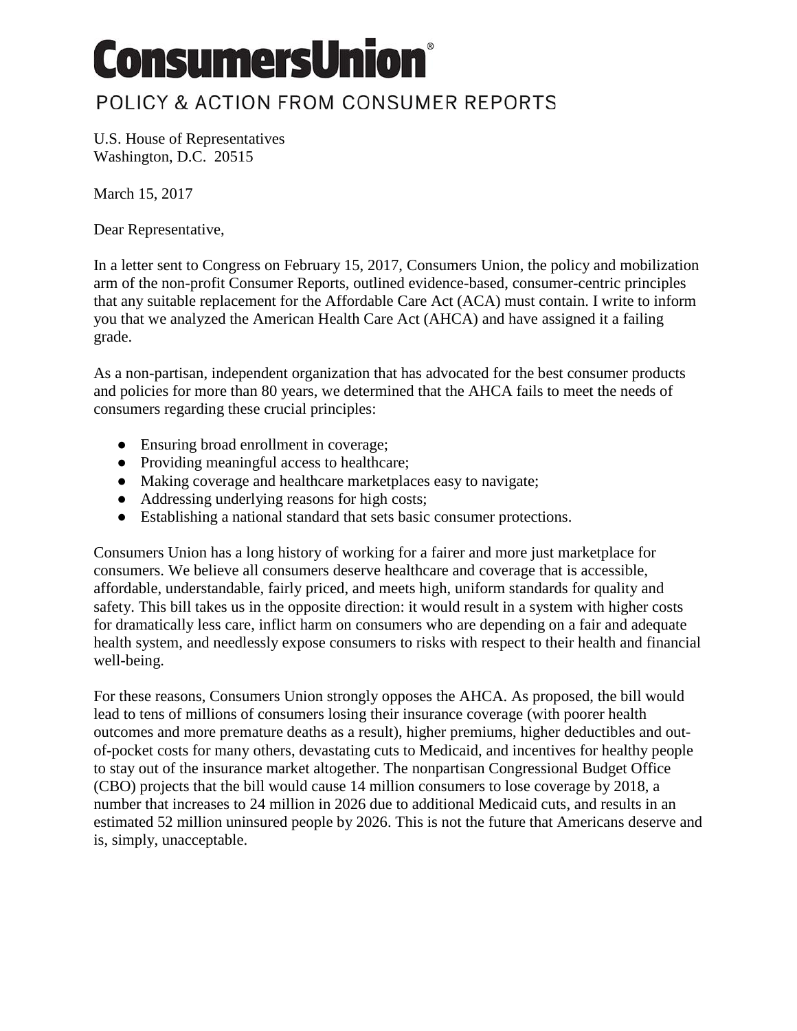# ConsumersUnion®

POLICY & ACTION FROM CONSUMER REPORTS

U.S. House of Representatives
Washington, D.C. 20515

March 15, 2017

Dear Representative,

In a letter sent to Congress on February 15, 2017, Consumers Union, the policy and mobilization arm of the non-profit Consumer Reports, outlined evidence-based, consumer-centric principles that any suitable replacement for the Affordable Care Act (ACA) must contain. I write to inform you that we analyzed the American Health Care Act (AHCA) and have assigned it a failing grade.

As a non-partisan, independent organization that has advocated for the best consumer products and policies for more than 80 years, we determined that the AHCA fails to meet the needs of consumers regarding these crucial principles:

- Ensuring broad enrollment in coverage;
- Providing meaningful access to healthcare;
- Making coverage and healthcare marketplaces easy to navigate;
- Addressing underlying reasons for high costs;
- Establishing a national standard that sets basic consumer protections.

Consumers Union has a long history of working for a fairer and more just marketplace for consumers. We believe all consumers deserve healthcare and coverage that is accessible, affordable, understandable, fairly priced, and meets high, uniform standards for quality and safety. This bill takes us in the opposite direction: it would result in a system with higher costs for dramatically less care, inflict harm on consumers who are depending on a fair and adequate health system, and needlessly expose consumers to risks with respect to their health and financial well-being.

For these reasons, Consumers Union strongly opposes the AHCA. As proposed, the bill would lead to tens of millions of consumers losing their insurance coverage (with poorer health outcomes and more premature deaths as a result), higher premiums, higher deductibles and out-of-pocket costs for many others, devastating cuts to Medicaid, and incentives for healthy people to stay out of the insurance market altogether. The nonpartisan Congressional Budget Office (CBO) projects that the bill would cause 14 million consumers to lose coverage by 2018, a number that increases to 24 million in 2026 due to additional Medicaid cuts, and results in an estimated 52 million uninsured people by 2026. This is not the future that Americans deserve and is, simply, unacceptable.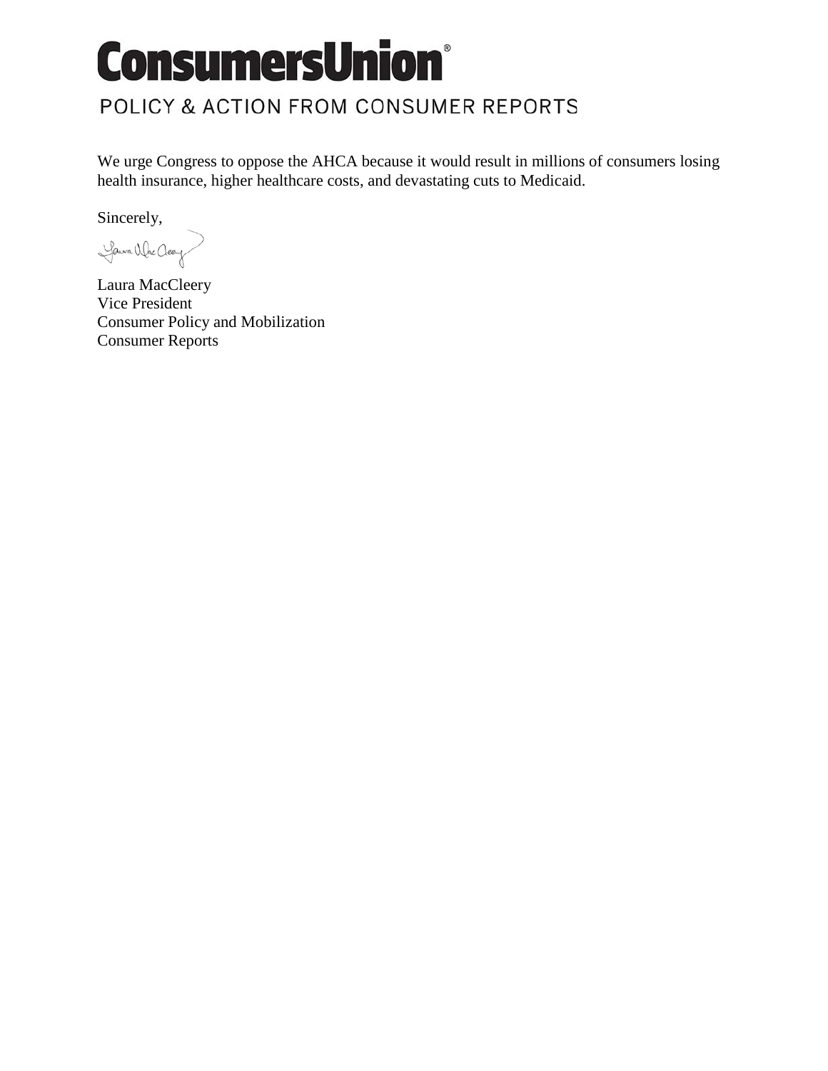# ConsumersUnion®

POLICY & ACTION FROM CONSUMER REPORTS

We urge Congress to oppose the AHCA because it would result in millions of consumers losing health insurance, higher healthcare costs, and devastating cuts to Medicaid.

Sincerely,

Laura MacCleery
Vice President
Consumer Policy and Mobilization
Consumer Reports